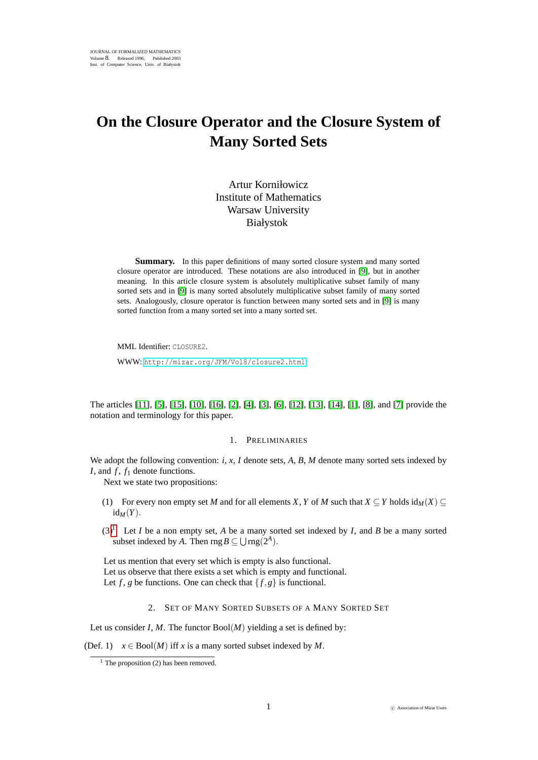JOURNAL OF FORMALIZED MATHEMATICS
Volume 8, Released 1996, Published 2003
Inst. of Computer Science, Univ. of Białystok

# On the Closure Operator and the Closure System of Many Sorted Sets

Artur Korniłowicz
Institute of Mathematics
Warsaw University
Białystok

**Summary.** In this paper definitions of many sorted closure system and many sorted closure operator are introduced. These notations are also introduced in [9], but in another meaning. In this article closure system is absolutely multiplicative subset family of many sorted sets and in [9] is many sorted absolutely multiplicative subset family of many sorted sets. Analogously, closure operator is function between many sorted sets and in [9] is many sorted function from a many sorted set into a many sorted set.

MML Identifier: CLOSURE2.

WWW: http://mizar.org/JFM/Vol8/closure2.html

The articles [11], [5], [15], [10], [16], [2], [4], [3], [6], [12], [13], [14], [1], [8], and [7] provide the notation and terminology for this paper.

## 1. Preliminaries

We adopt the following convention: $i$, $x$, $I$ denote sets, $A$, $B$, $M$ denote many sorted sets indexed by $I$, and $f$, $f_1$ denote functions.

Next we state two propositions:

(1) For every non empty set $M$ and for all elements $X$, $Y$ of $M$ such that $X \subseteq Y$ holds $\mathrm{id}_M(X) \subseteq \mathrm{id}_M(Y)$.

(3)[1] Let $I$ be a non empty set, $A$ be a many sorted set indexed by $I$, and $B$ be a many sorted subset indexed by $A$. Then $\mathrm{rng}\, B \subseteq \bigcup \mathrm{rng}(2^A)$.

Let us mention that every set which is empty is also functional.

Let us observe that there exists a set which is empty and functional.

Let $f$, $g$ be functions. One can check that $\{f, g\}$ is functional.

## 2. Set of Many Sorted Subsets of a Many Sorted Set

Let us consider $I$, $M$. The functor $\mathrm{Bool}(M)$ yielding a set is defined by:

(Def. 1) $x \in \mathrm{Bool}(M)$ iff $x$ is a many sorted subset indexed by $M$.

[1] The proposition (2) has been removed.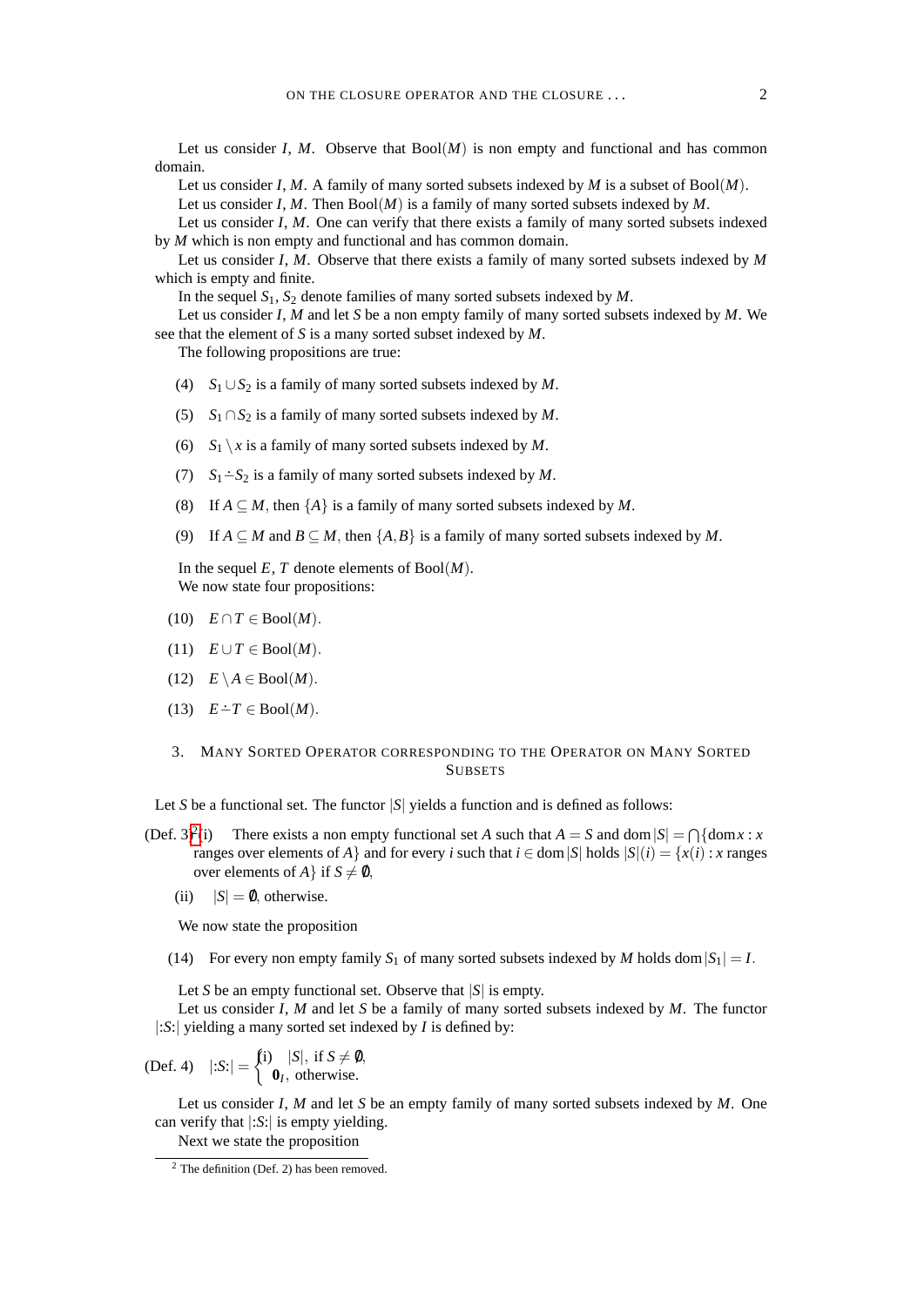Let us consider $I$, $M$. Observe that $\mathrm{Bool}(M)$ is non empty and functional and has common domain.

Let us consider $I$, $M$. A family of many sorted subsets indexed by $M$ is a subset of $\mathrm{Bool}(M)$.

Let us consider $I$, $M$. Then $\mathrm{Bool}(M)$ is a family of many sorted subsets indexed by $M$.

Let us consider $I$, $M$. One can verify that there exists a family of many sorted subsets indexed by $M$ which is non empty and functional and has common domain.

Let us consider $I$, $M$. Observe that there exists a family of many sorted subsets indexed by $M$ which is empty and finite.

In the sequel $S_1$, $S_2$ denote families of many sorted subsets indexed by $M$.

Let us consider $I$, $M$ and let $S$ be a non empty family of many sorted subsets indexed by $M$. We see that the element of $S$ is a many sorted subset indexed by $M$.

The following propositions are true:

(4) $S_1 \cup S_2$ is a family of many sorted subsets indexed by $M$.

(5) $S_1 \cap S_2$ is a family of many sorted subsets indexed by $M$.

(6) $S_1 \setminus x$ is a family of many sorted subsets indexed by $M$.

(7) $S_1 \dot{-} S_2$ is a family of many sorted subsets indexed by $M$.

(8) If $A \subseteq M$, then $\{A\}$ is a family of many sorted subsets indexed by $M$.

(9) If $A \subseteq M$ and $B \subseteq M$, then $\{A, B\}$ is a family of many sorted subsets indexed by $M$.

In the sequel $E$, $T$ denote elements of $\mathrm{Bool}(M)$.

We now state four propositions:

(10) $E \cap T \in \mathrm{Bool}(M)$.

(11) $E \cup T \in \mathrm{Bool}(M)$.

(12) $E \setminus A \in \mathrm{Bool}(M)$.

(13) $E \dot{-} T \in \mathrm{Bool}(M)$.

## 3. Many Sorted Operator corresponding to the Operator on Many Sorted Subsets

Let $S$ be a functional set. The functor $|S|$ yields a function and is defined as follows:

(Def. 3)[2] (i) There exists a non empty functional set $A$ such that $A = S$ and $\mathrm{dom}\,|S| = \bigcap\{\mathrm{dom}\,x : x$ ranges over elements of $A\}$ and for every $i$ such that $i \in \mathrm{dom}\,|S|$ holds $|S|(i) = \{x(i) : x$ ranges over elements of $A\}$ if $S \neq \emptyset$,

(ii) $|S| = \emptyset$, otherwise.

We now state the proposition

(14) For every non empty family $S_1$ of many sorted subsets indexed by $M$ holds $\mathrm{dom}\,|S_1| = I$.

Let $S$ be an empty functional set. Observe that $|S|$ is empty.

Let us consider $I$, $M$ and let $S$ be a family of many sorted subsets indexed by $M$. The functor $|{:}S{:}|$ yielding a many sorted set indexed by $I$ is defined by:

(Def. 4) $|{:}S{:}| = \begin{cases} |S|, \text{ if } S \neq \emptyset, \\ \mathbf{0}_I, \text{ otherwise.} \end{cases}$

Let us consider $I$, $M$ and let $S$ be an empty family of many sorted subsets indexed by $M$. One can verify that $|{:}S{:}|$ is empty yielding.

Next we state the proposition

[2] The definition (Def. 2) has been removed.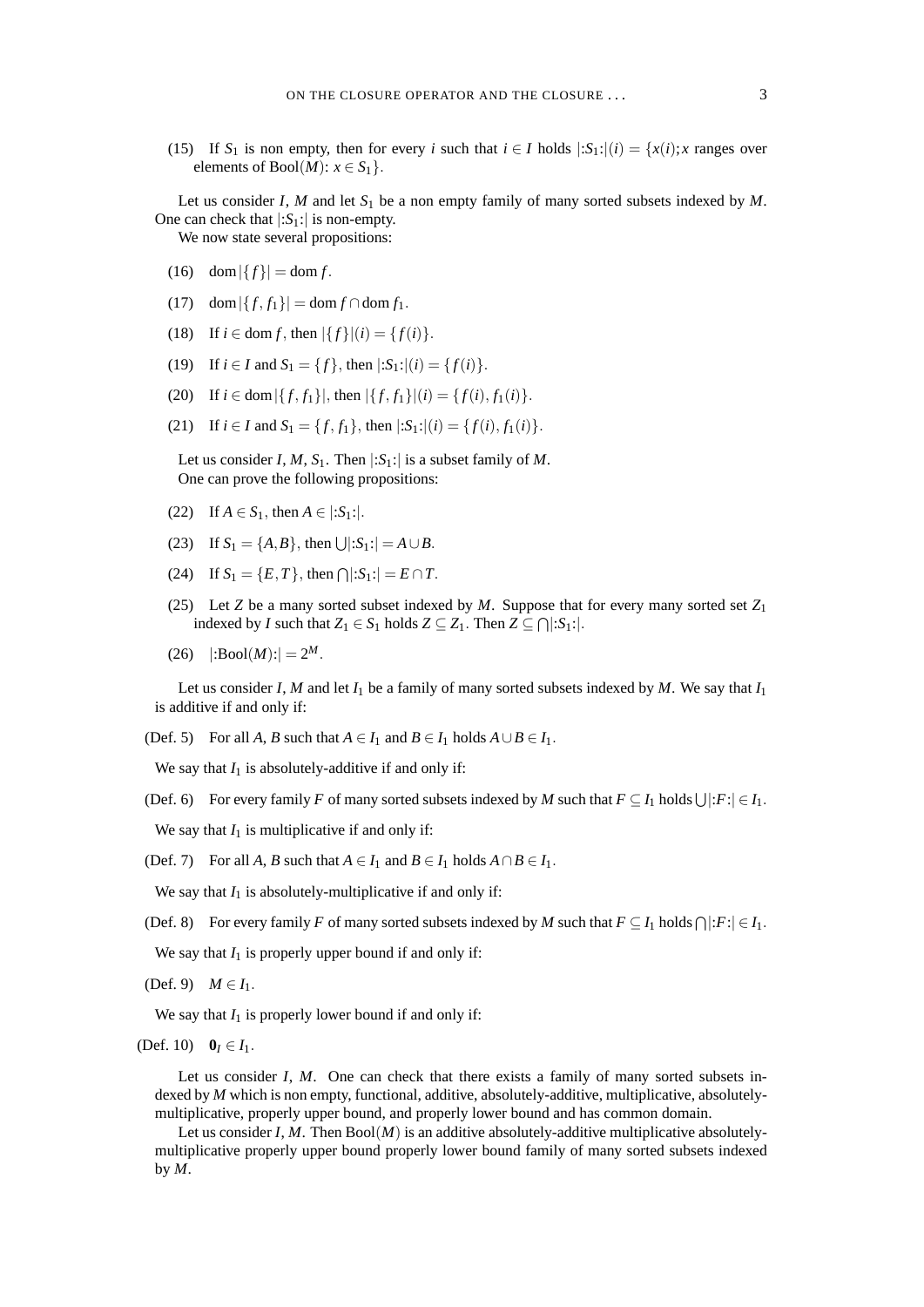(15) If $S_1$ is non empty, then for every $i$ such that $i \in I$ holds $|{:}S_1{:}|(i) = \{x(i); x$ ranges over elements of $\mathrm{Bool}(M)$: $x \in S_1\}$.

Let us consider $I$, $M$ and let $S_1$ be a non empty family of many sorted subsets indexed by $M$. One can check that $|{:}S_1{:}|$ is non-empty.

We now state several propositions:

(16) $\mathrm{dom}\,|\{f\}| = \mathrm{dom}\, f$.

(17) $\mathrm{dom}\,|\{f, f_1\}| = \mathrm{dom}\, f \cap \mathrm{dom}\, f_1$.

(18) If $i \in \mathrm{dom}\, f$, then $|\{f\}|(i) = \{f(i)\}$.

(19) If $i \in I$ and $S_1 = \{f\}$, then $|{:}S_1{:}|(i) = \{f(i)\}$.

(20) If $i \in \mathrm{dom}\,|\{f, f_1\}|$, then $|\{f, f_1\}|(i) = \{f(i), f_1(i)\}$.

(21) If $i \in I$ and $S_1 = \{f, f_1\}$, then $|{:}S_1{:}|(i) = \{f(i), f_1(i)\}$.

Let us consider $I$, $M$, $S_1$. Then $|{:}S_1{:}|$ is a subset family of $M$.

One can prove the following propositions:

(22) If $A \in S_1$, then $A \in |{:}S_1{:}|$.

(23) If $S_1 = \{A, B\}$, then $\bigcup |{:}S_1{:}| = A \cup B$.

(24) If $S_1 = \{E, T\}$, then $\bigcap |{:}S_1{:}| = E \cap T$.

(25) Let $Z$ be a many sorted subset indexed by $M$. Suppose that for every many sorted set $Z_1$ indexed by $I$ such that $Z_1 \in S_1$ holds $Z \subseteq Z_1$. Then $Z \subseteq \bigcap |{:}S_1{:}|$.

(26) $|{:}\mathrm{Bool}(M){:}| = 2^M$.

Let us consider $I$, $M$ and let $I_1$ be a family of many sorted subsets indexed by $M$. We say that $I_1$ is additive if and only if:

(Def. 5) For all $A$, $B$ such that $A \in I_1$ and $B \in I_1$ holds $A \cup B \in I_1$.

We say that $I_1$ is absolutely-additive if and only if:

(Def. 6) For every family $F$ of many sorted subsets indexed by $M$ such that $F \subseteq I_1$ holds $\bigcup |{:}F{:}| \in I_1$.

We say that $I_1$ is multiplicative if and only if:

(Def. 7) For all $A$, $B$ such that $A \in I_1$ and $B \in I_1$ holds $A \cap B \in I_1$.

We say that $I_1$ is absolutely-multiplicative if and only if:

(Def. 8) For every family $F$ of many sorted subsets indexed by $M$ such that $F \subseteq I_1$ holds $\bigcap |{:}F{:}| \in I_1$.

We say that $I_1$ is properly upper bound if and only if:

(Def. 9) $M \in I_1$.

We say that $I_1$ is properly lower bound if and only if:

(Def. 10) $\mathbf{0}_I \in I_1$.

Let us consider $I$, $M$. One can check that there exists a family of many sorted subsets indexed by $M$ which is non empty, functional, additive, absolutely-additive, multiplicative, absolutely-multiplicative, properly upper bound, and properly lower bound and has common domain.

Let us consider $I$, $M$. Then $\mathrm{Bool}(M)$ is an additive absolutely-additive multiplicative absolutely-multiplicative properly upper bound properly lower bound family of many sorted subsets indexed by $M$.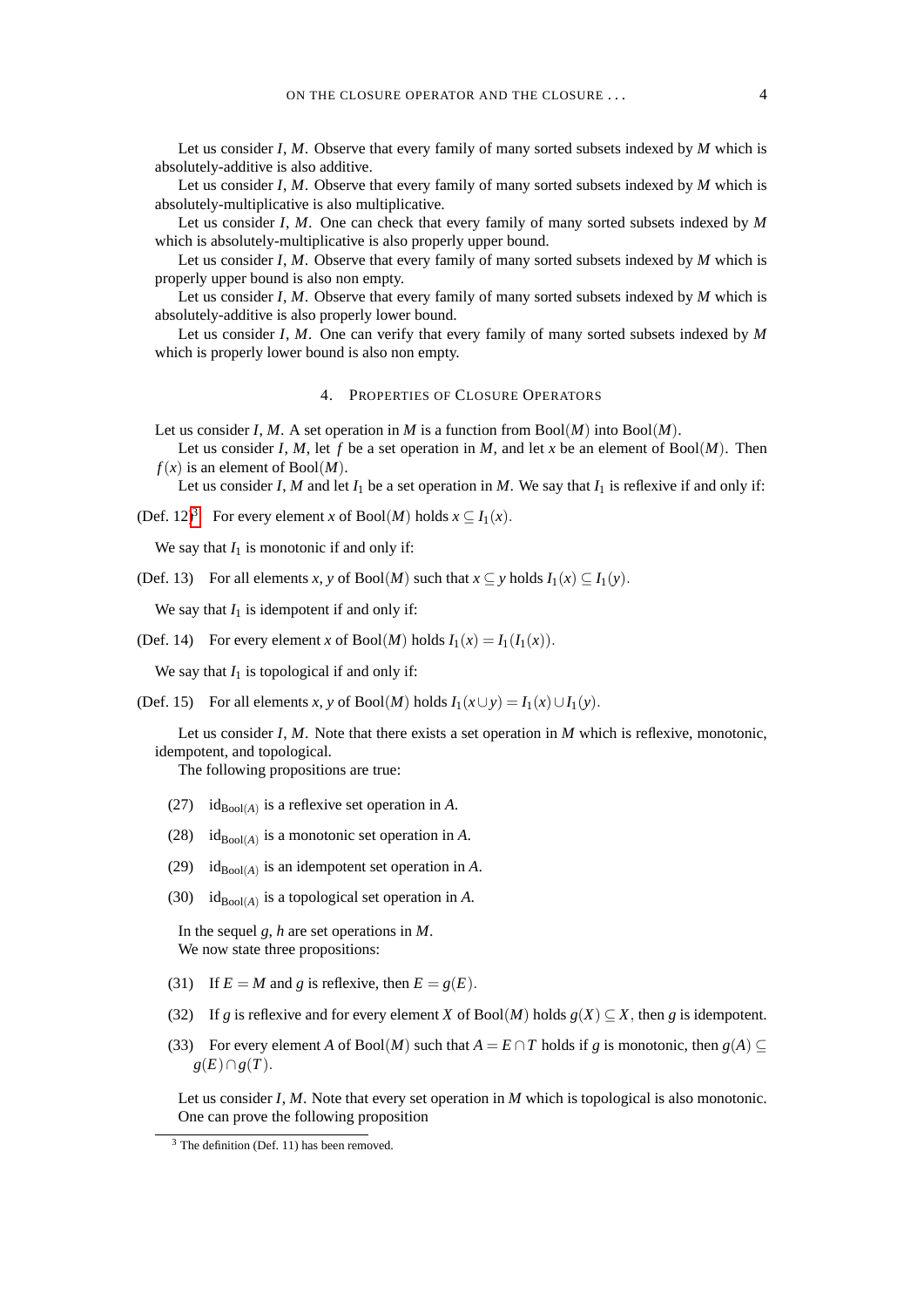Let us consider $I$, $M$. Observe that every family of many sorted subsets indexed by $M$ which is absolutely-additive is also additive.

Let us consider $I$, $M$. Observe that every family of many sorted subsets indexed by $M$ which is absolutely-multiplicative is also multiplicative.

Let us consider $I$, $M$. One can check that every family of many sorted subsets indexed by $M$ which is absolutely-multiplicative is also properly upper bound.

Let us consider $I$, $M$. Observe that every family of many sorted subsets indexed by $M$ which is properly upper bound is also non empty.

Let us consider $I$, $M$. Observe that every family of many sorted subsets indexed by $M$ which is absolutely-additive is also properly lower bound.

Let us consider $I$, $M$. One can verify that every family of many sorted subsets indexed by $M$ which is properly lower bound is also non empty.

## 4. Properties of Closure Operators

Let us consider $I$, $M$. A set operation in $M$ is a function from $\mathrm{Bool}(M)$ into $\mathrm{Bool}(M)$.

Let us consider $I$, $M$, let $f$ be a set operation in $M$, and let $x$ be an element of $\mathrm{Bool}(M)$. Then $f(x)$ is an element of $\mathrm{Bool}(M)$.

Let us consider $I$, $M$ and let $I_1$ be a set operation in $M$. We say that $I_1$ is reflexive if and only if:

(Def. 12)[3] For every element $x$ of $\mathrm{Bool}(M)$ holds $x \subseteq I_1(x)$.

We say that $I_1$ is monotonic if and only if:

(Def. 13) For all elements $x$, $y$ of $\mathrm{Bool}(M)$ such that $x \subseteq y$ holds $I_1(x) \subseteq I_1(y)$.

We say that $I_1$ is idempotent if and only if:

(Def. 14) For every element $x$ of $\mathrm{Bool}(M)$ holds $I_1(x) = I_1(I_1(x))$.

We say that $I_1$ is topological if and only if:

(Def. 15) For all elements $x$, $y$ of $\mathrm{Bool}(M)$ holds $I_1(x \cup y) = I_1(x) \cup I_1(y)$.

Let us consider $I$, $M$. Note that there exists a set operation in $M$ which is reflexive, monotonic, idempotent, and topological.

The following propositions are true:

(27) $\mathrm{id}_{\mathrm{Bool}(A)}$ is a reflexive set operation in $A$.

(28) $\mathrm{id}_{\mathrm{Bool}(A)}$ is a monotonic set operation in $A$.

(29) $\mathrm{id}_{\mathrm{Bool}(A)}$ is an idempotent set operation in $A$.

(30) $\mathrm{id}_{\mathrm{Bool}(A)}$ is a topological set operation in $A$.

In the sequel $g$, $h$ are set operations in $M$.

We now state three propositions:

(31) If $E = M$ and $g$ is reflexive, then $E = g(E)$.

(32) If $g$ is reflexive and for every element $X$ of $\mathrm{Bool}(M)$ holds $g(X) \subseteq X$, then $g$ is idempotent.

(33) For every element $A$ of $\mathrm{Bool}(M)$ such that $A = E \cap T$ holds if $g$ is monotonic, then $g(A) \subseteq g(E) \cap g(T)$.

Let us consider $I$, $M$. Note that every set operation in $M$ which is topological is also monotonic.

One can prove the following proposition

[3] The definition (Def. 11) has been removed.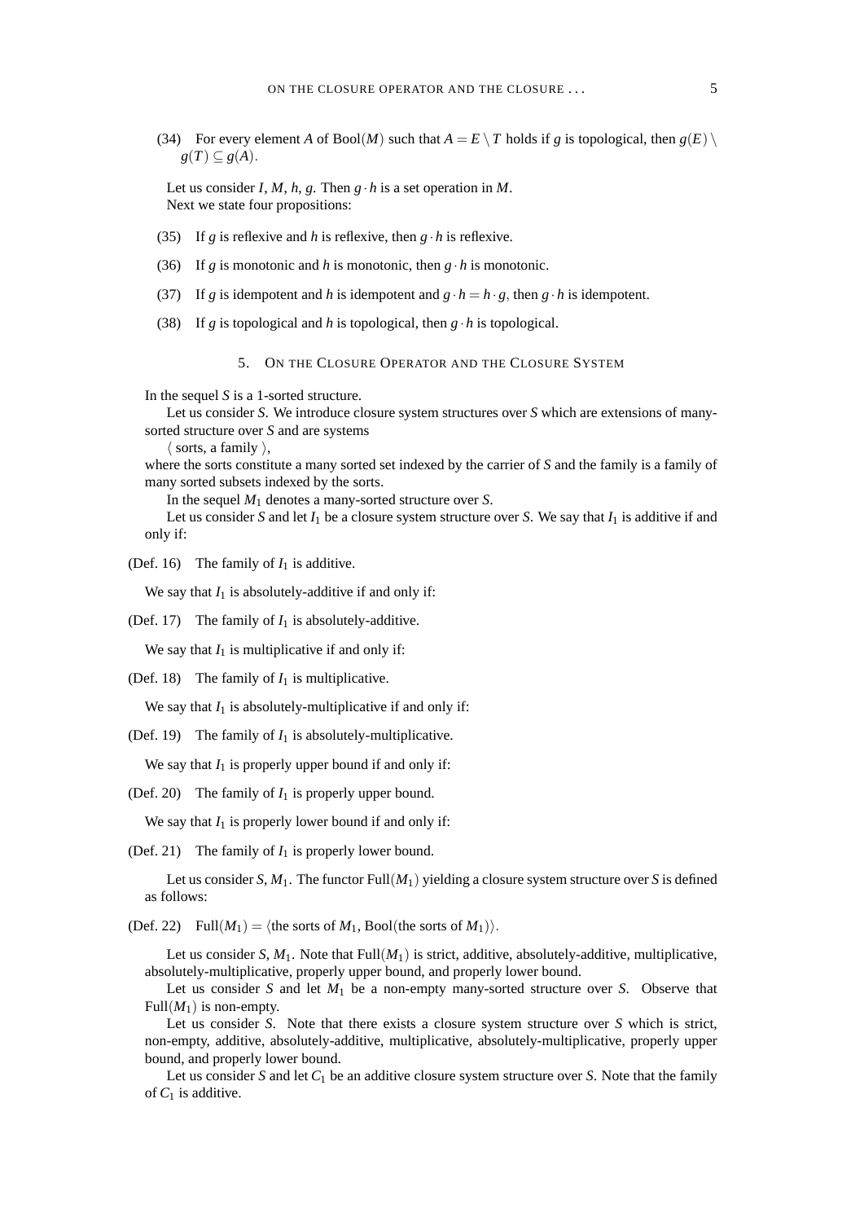(34) For every element $A$ of $\mathrm{Bool}(M)$ such that $A = E \setminus T$ holds if $g$ is topological, then $g(E) \setminus g(T) \subseteq g(A)$.

Let us consider $I$, $M$, $h$, $g$. Then $g \cdot h$ is a set operation in $M$.

Next we state four propositions:

(35) If $g$ is reflexive and $h$ is reflexive, then $g \cdot h$ is reflexive.

(36) If $g$ is monotonic and $h$ is monotonic, then $g \cdot h$ is monotonic.

(37) If $g$ is idempotent and $h$ is idempotent and $g \cdot h = h \cdot g$, then $g \cdot h$ is idempotent.

(38) If $g$ is topological and $h$ is topological, then $g \cdot h$ is topological.

## 5. On the Closure Operator and the Closure System

In the sequel $S$ is a 1-sorted structure.

Let us consider $S$. We introduce closure system structures over $S$ which are extensions of many-sorted structure over $S$ and are systems

$\langle$ sorts, a family $\rangle$,

where the sorts constitute a many sorted set indexed by the carrier of $S$ and the family is a family of many sorted subsets indexed by the sorts.

In the sequel $M_1$ denotes a many-sorted structure over $S$.

Let us consider $S$ and let $I_1$ be a closure system structure over $S$. We say that $I_1$ is additive if and only if:

(Def. 16) The family of $I_1$ is additive.

We say that $I_1$ is absolutely-additive if and only if:

(Def. 17) The family of $I_1$ is absolutely-additive.

We say that $I_1$ is multiplicative if and only if:

(Def. 18) The family of $I_1$ is multiplicative.

We say that $I_1$ is absolutely-multiplicative if and only if:

(Def. 19) The family of $I_1$ is absolutely-multiplicative.

We say that $I_1$ is properly upper bound if and only if:

(Def. 20) The family of $I_1$ is properly upper bound.

We say that $I_1$ is properly lower bound if and only if:

(Def. 21) The family of $I_1$ is properly lower bound.

Let us consider $S$, $M_1$. The functor $\mathrm{Full}(M_1)$ yielding a closure system structure over $S$ is defined as follows:

(Def. 22) $\mathrm{Full}(M_1) = \langle$the sorts of $M_1$, $\mathrm{Bool}($the sorts of $M_1)\rangle$.

Let us consider $S$, $M_1$. Note that $\mathrm{Full}(M_1)$ is strict, additive, absolutely-additive, multiplicative, absolutely-multiplicative, properly upper bound, and properly lower bound.

Let us consider $S$ and let $M_1$ be a non-empty many-sorted structure over $S$. Observe that $\mathrm{Full}(M_1)$ is non-empty.

Let us consider $S$. Note that there exists a closure system structure over $S$ which is strict, non-empty, additive, absolutely-additive, multiplicative, absolutely-multiplicative, properly upper bound, and properly lower bound.

Let us consider $S$ and let $C_1$ be an additive closure system structure over $S$. Note that the family of $C_1$ is additive.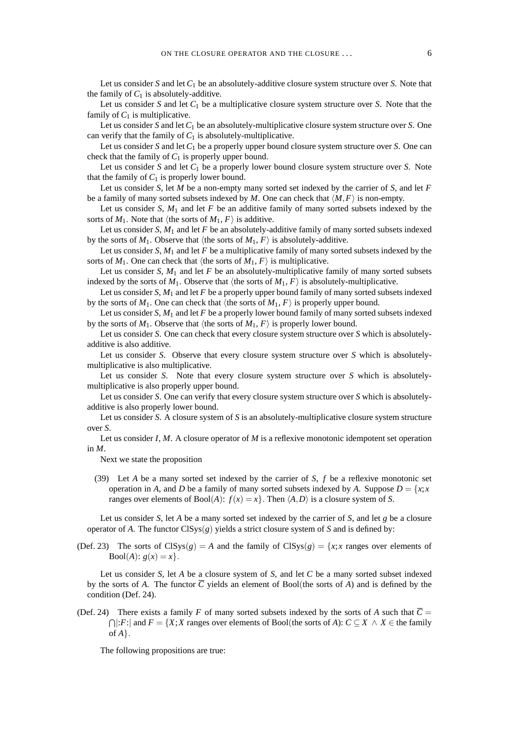Let us consider $S$ and let $C_1$ be an absolutely-additive closure system structure over $S$. Note that the family of $C_1$ is absolutely-additive.

Let us consider $S$ and let $C_1$ be a multiplicative closure system structure over $S$. Note that the family of $C_1$ is multiplicative.

Let us consider $S$ and let $C_1$ be an absolutely-multiplicative closure system structure over $S$. One can verify that the family of $C_1$ is absolutely-multiplicative.

Let us consider $S$ and let $C_1$ be a properly upper bound closure system structure over $S$. One can check that the family of $C_1$ is properly upper bound.

Let us consider $S$ and let $C_1$ be a properly lower bound closure system structure over $S$. Note that the family of $C_1$ is properly lower bound.

Let us consider $S$, let $M$ be a non-empty many sorted set indexed by the carrier of $S$, and let $F$ be a family of many sorted subsets indexed by $M$. One can check that $\langle M, F \rangle$ is non-empty.

Let us consider $S$, $M_1$ and let $F$ be an additive family of many sorted subsets indexed by the sorts of $M_1$. Note that $\langle$the sorts of $M_1$, $F\rangle$ is additive.

Let us consider $S$, $M_1$ and let $F$ be an absolutely-additive family of many sorted subsets indexed by the sorts of $M_1$. Observe that $\langle$the sorts of $M_1$, $F\rangle$ is absolutely-additive.

Let us consider $S$, $M_1$ and let $F$ be a multiplicative family of many sorted subsets indexed by the sorts of $M_1$. One can check that $\langle$the sorts of $M_1$, $F\rangle$ is multiplicative.

Let us consider $S$, $M_1$ and let $F$ be an absolutely-multiplicative family of many sorted subsets indexed by the sorts of $M_1$. Observe that $\langle$the sorts of $M_1$, $F\rangle$ is absolutely-multiplicative.

Let us consider $S$, $M_1$ and let $F$ be a properly upper bound family of many sorted subsets indexed by the sorts of $M_1$. One can check that $\langle$the sorts of $M_1$, $F\rangle$ is properly upper bound.

Let us consider $S$, $M_1$ and let $F$ be a properly lower bound family of many sorted subsets indexed by the sorts of $M_1$. Observe that $\langle$the sorts of $M_1$, $F\rangle$ is properly lower bound.

Let us consider $S$. One can check that every closure system structure over $S$ which is absolutely-additive is also additive.

Let us consider $S$. Observe that every closure system structure over $S$ which is absolutely-multiplicative is also multiplicative.

Let us consider $S$. Note that every closure system structure over $S$ which is absolutely-multiplicative is also properly upper bound.

Let us consider $S$. One can verify that every closure system structure over $S$ which is absolutely-additive is also properly lower bound.

Let us consider $S$. A closure system of $S$ is an absolutely-multiplicative closure system structure over $S$.

Let us consider $I$, $M$. A closure operator of $M$ is a reflexive monotonic idempotent set operation in $M$.

Next we state the proposition

(39) Let $A$ be a many sorted set indexed by the carrier of $S$, $f$ be a reflexive monotonic set operation in $A$, and $D$ be a family of many sorted subsets indexed by $A$. Suppose $D = \{x; x$ ranges over elements of $\mathrm{Bool}(A)$: $f(x) = x\}$. Then $\langle A, D \rangle$ is a closure system of $S$.

Let us consider $S$, let $A$ be a many sorted set indexed by the carrier of $S$, and let $g$ be a closure operator of $A$. The functor $\mathrm{ClSys}(g)$ yields a strict closure system of $S$ and is defined by:

(Def. 23) The sorts of $\mathrm{ClSys}(g) = A$ and the family of $\mathrm{ClSys}(g) = \{x; x$ ranges over elements of $\mathrm{Bool}(A)$: $g(x) = x\}$.

Let us consider $S$, let $A$ be a closure system of $S$, and let $C$ be a many sorted subset indexed by the sorts of $A$. The functor $\overline{C}$ yields an element of Bool(the sorts of $A$) and is defined by the condition (Def. 24).

(Def. 24) There exists a family $F$ of many sorted subsets indexed by the sorts of $A$ such that $\overline{C} = \bigcap|{:}F{:}|$ and $F = \{X; X$ ranges over elements of Bool(the sorts of $A$): $C \subseteq X \wedge X \in$ the family of $A\}$.

The following propositions are true: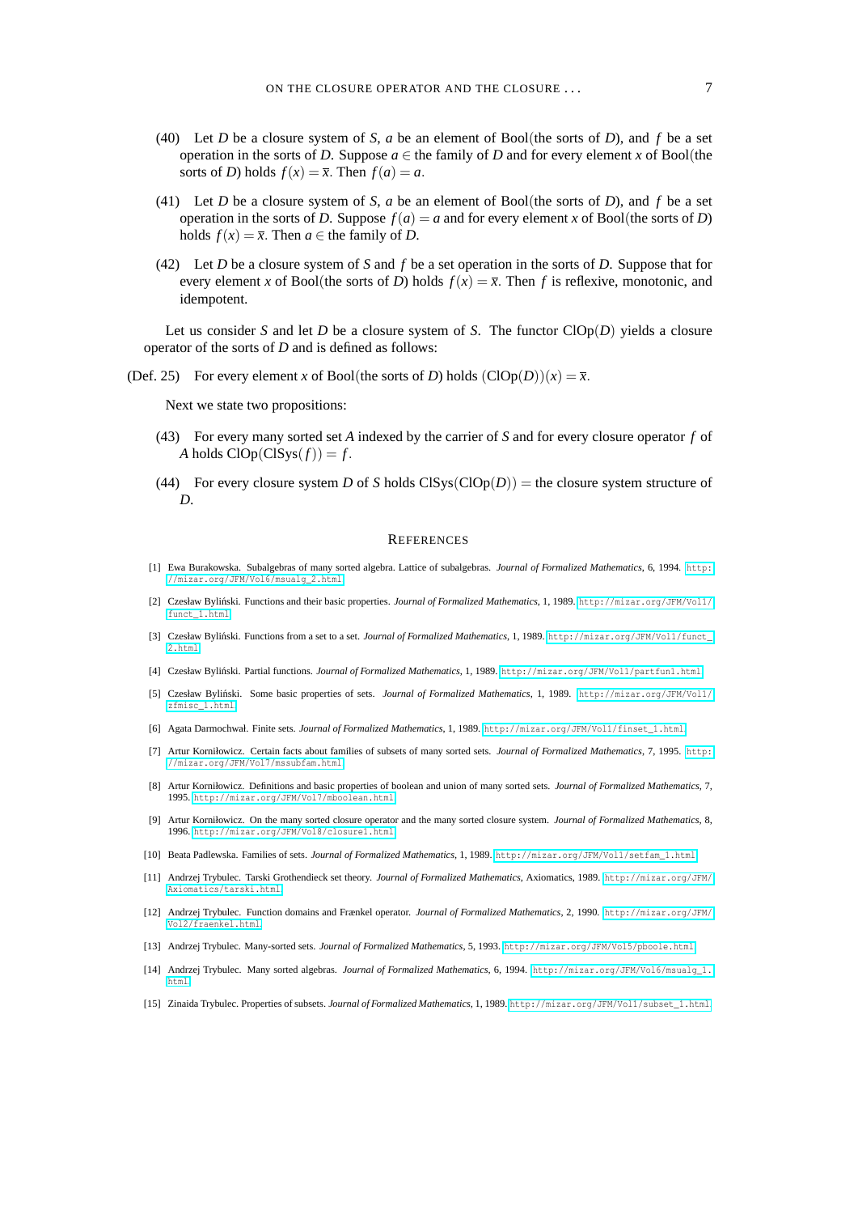(40) Let $D$ be a closure system of $S$, $a$ be an element of Bool(the sorts of $D$), and $f$ be a set operation in the sorts of $D$. Suppose $a \in$ the family of $D$ and for every element $x$ of Bool(the sorts of $D$) holds $f(x) = \overline{x}$. Then $f(a) = a$.

(41) Let $D$ be a closure system of $S$, $a$ be an element of Bool(the sorts of $D$), and $f$ be a set operation in the sorts of $D$. Suppose $f(a) = a$ and for every element $x$ of Bool(the sorts of $D$) holds $f(x) = \overline{x}$. Then $a \in$ the family of $D$.

(42) Let $D$ be a closure system of $S$ and $f$ be a set operation in the sorts of $D$. Suppose that for every element $x$ of Bool(the sorts of $D$) holds $f(x) = \overline{x}$. Then $f$ is reflexive, monotonic, and idempotent.

Let us consider $S$ and let $D$ be a closure system of $S$. The functor ClOp($D$) yields a closure operator of the sorts of $D$ and is defined as follows:

(Def. 25) For every element $x$ of Bool(the sorts of $D$) holds $(\mathrm{ClOp}(D))(x) = \overline{x}$.

Next we state two propositions:

(43) For every many sorted set $A$ indexed by the carrier of $S$ and for every closure operator $f$ of $A$ holds $\mathrm{ClOp}(\mathrm{ClSys}(f)) = f$.

(44) For every closure system $D$ of $S$ holds $\mathrm{ClSys}(\mathrm{ClOp}(D)) =$ the closure system structure of $D$.

## REFERENCES

[1] Ewa Burakowska. Subalgebras of many sorted algebra. Lattice of subalgebras. *Journal of Formalized Mathematics*, 6, 1994. http://mizar.org/JFM/Vol6/msualg_2.html.

[2] Czesław Byliński. Functions and their basic properties. *Journal of Formalized Mathematics*, 1, 1989. http://mizar.org/JFM/Vol1/funct_1.html.

[3] Czesław Byliński. Functions from a set to a set. *Journal of Formalized Mathematics*, 1, 1989. http://mizar.org/JFM/Vol1/funct_2.html.

[4] Czesław Byliński. Partial functions. *Journal of Formalized Mathematics*, 1, 1989. http://mizar.org/JFM/Vol1/partfun1.html.

[5] Czesław Byliński. Some basic properties of sets. *Journal of Formalized Mathematics*, 1, 1989. http://mizar.org/JFM/Vol1/zfmisc_1.html.

[6] Agata Darmochwał. Finite sets. *Journal of Formalized Mathematics*, 1, 1989. http://mizar.org/JFM/Vol1/finset_1.html.

[7] Artur Korniłowicz. Certain facts about families of subsets of many sorted sets. *Journal of Formalized Mathematics*, 7, 1995. http://mizar.org/JFM/Vol7/mssubfam.html.

[8] Artur Korniłowicz. Definitions and basic properties of boolean and union of many sorted sets. *Journal of Formalized Mathematics*, 7, 1995. http://mizar.org/JFM/Vol7/mboolean.html.

[9] Artur Korniłowicz. On the many sorted closure operator and the many sorted closure system. *Journal of Formalized Mathematics*, 8, 1996. http://mizar.org/JFM/Vol8/closure1.html.

[10] Beata Padlewska. Families of sets. *Journal of Formalized Mathematics*, 1, 1989. http://mizar.org/JFM/Vol1/setfam_1.html.

[11] Andrzej Trybulec. Tarski Grothendieck set theory. *Journal of Formalized Mathematics*, Axiomatics, 1989. http://mizar.org/JFM/Axiomatics/tarski.html.

[12] Andrzej Trybulec. Function domains and Frænkel operator. *Journal of Formalized Mathematics*, 2, 1990. http://mizar.org/JFM/Vol2/fraenkel.html.

[13] Andrzej Trybulec. Many-sorted sets. *Journal of Formalized Mathematics*, 5, 1993. http://mizar.org/JFM/Vol5/pboole.html.

[14] Andrzej Trybulec. Many sorted algebras. *Journal of Formalized Mathematics*, 6, 1994. http://mizar.org/JFM/Vol6/msualg_1.html.

[15] Zinaida Trybulec. Properties of subsets. *Journal of Formalized Mathematics*, 1, 1989. http://mizar.org/JFM/Vol1/subset_1.html.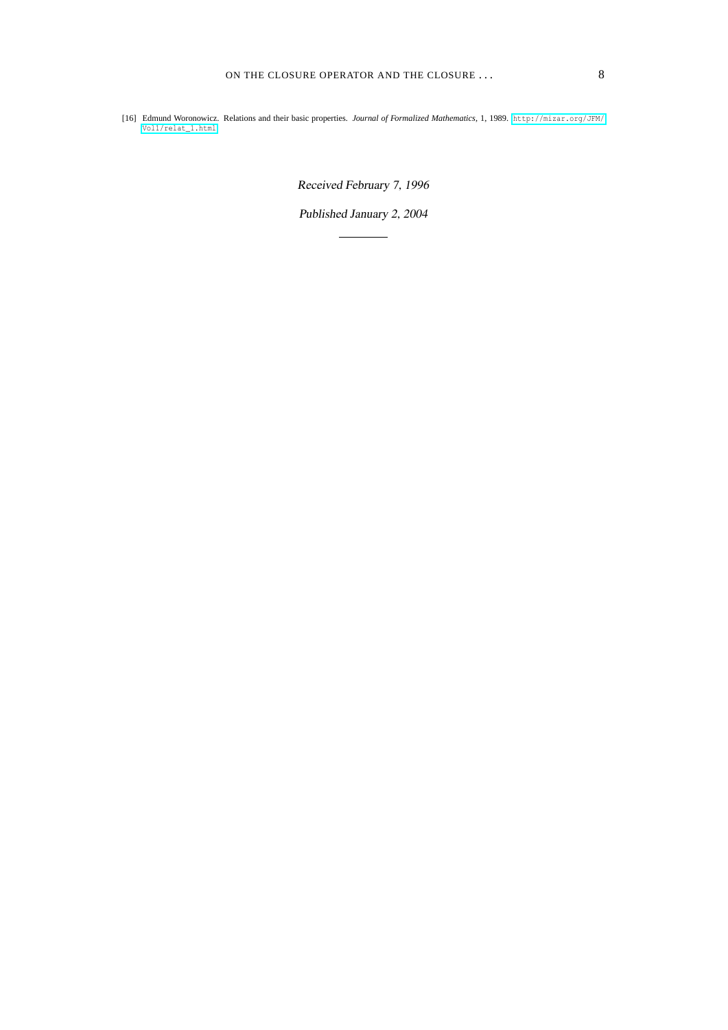[16] Edmund Woronowicz. Relations and their basic properties. *Journal of Formalized Mathematics*, 1, 1989. http://mizar.org/JFM/Vol1/relat_1.html

*Received February 7, 1996*

*Published January 2, 2004*

---